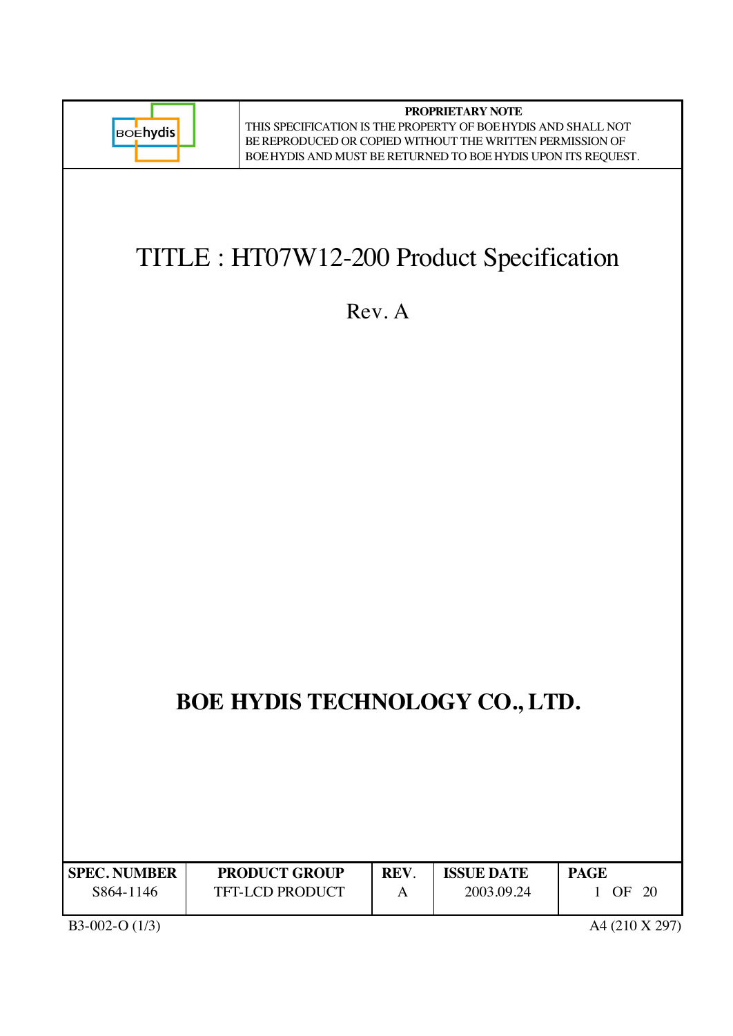**PROPRIETARY NOTE**

THIS SPECIFICATION IS THE PROPERTY OF BOE HYDIS AND SHALL NOT BE REPRODUCED OR COPIED WITHOUT THE WRITTEN PERMISSION OF BOE HYDIS AND MUST BE RETURNED TO BOE HYDIS UPON ITS REQUEST.

# TITLE : HT07W12-200 Product Specification

Rev. A

## BOE HYDIS TECHNOLOGY CO., LTD.

| SPEC. NUMBER | PRODUCT GROUP | REV. | ISSUE DATE | PAGE |
|---|---|---|---|---|
| S864-1146 | TFT-LCD PRODUCT | A | 2003.09.24 | 1 OF 20 |

B3-002-O (1/3) A4 (210 X 297)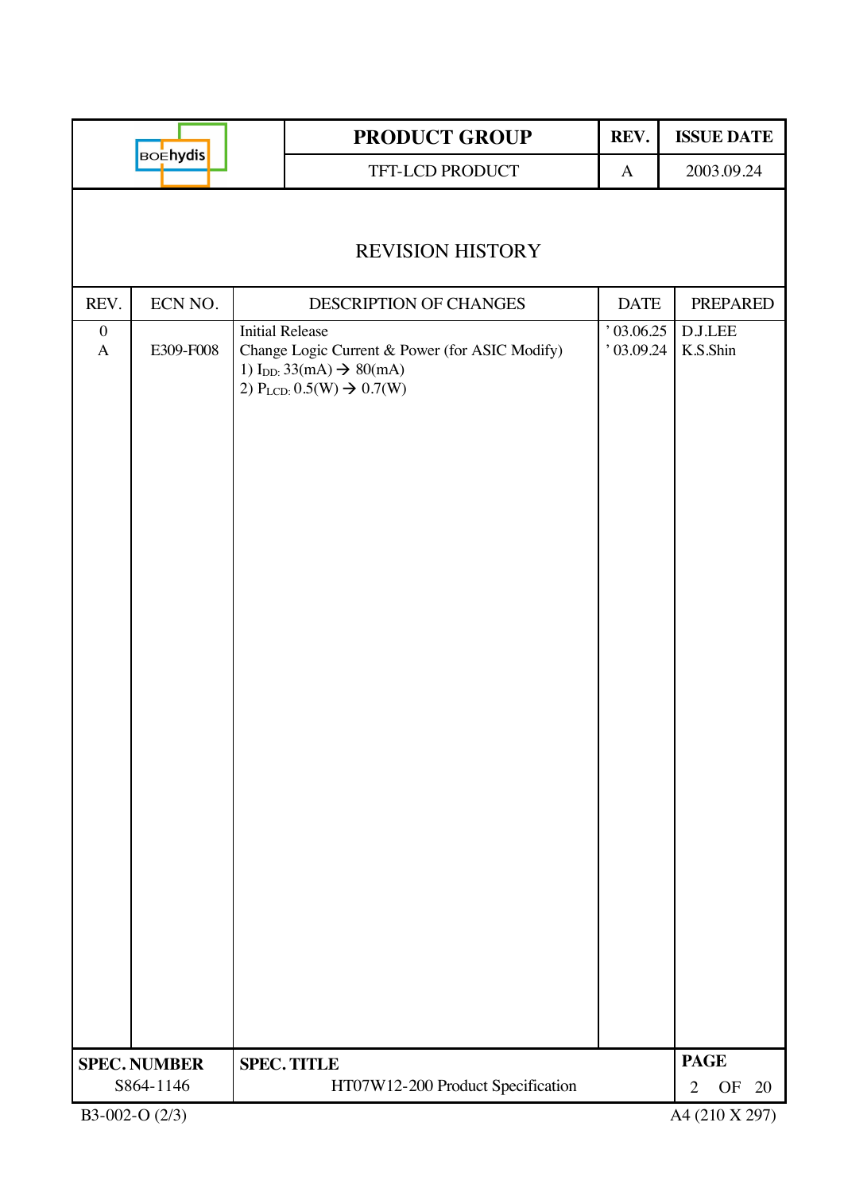| PRODUCT GROUP | REV. | ISSUE DATE |
|---|---|---|
| TFT-LCD PRODUCT | A | 2003.09.24 |

# REVISION HISTORY

| REV. | ECN NO. | DESCRIPTION OF CHANGES | DATE | PREPARED |
|---|---|---|---|---|
| 0 | | Initial Release | ' 03.06.25 | D.J.LEE |
| A | E309-F008 | Change Logic Current & Power (for ASIC Modify)<br>1) $I_{DD}$: 33(mA) → 80(mA)<br>2) $P_{LCD}$: 0.5(W) → 0.7(W) | ' 03.09.24 | K.S.Shin |

| SPEC. NUMBER | SPEC. TITLE |
|---|---|
| S864-1146 | HT07W12-200 Product Specification |

B3-002-O (2/3) A4 (210 X 297)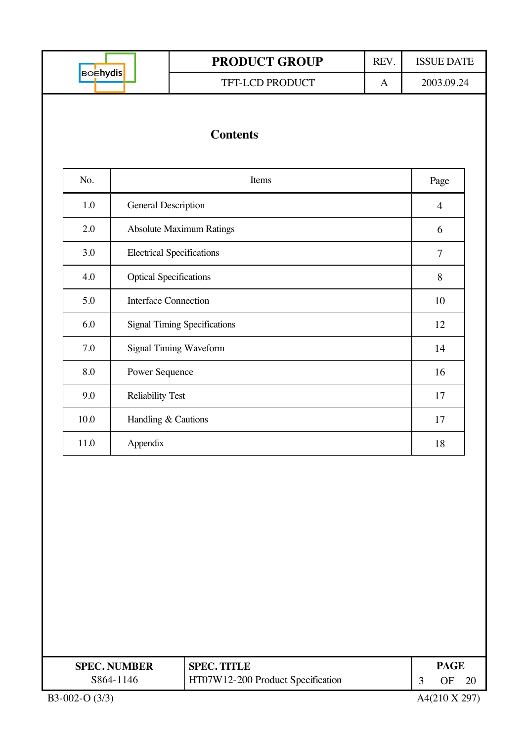# Contents

| No. | Items | Page |
|---|---|---|
| 1.0 | General Description | 4 |
| 2.0 | Absolute Maximum Ratings | 6 |
| 3.0 | Electrical Specifications | 7 |
| 4.0 | Optical Specifications | 8 |
| 5.0 | Interface Connection | 10 |
| 6.0 | Signal Timing Specifications | 12 |
| 7.0 | Signal Timing Waveform | 14 |
| 8.0 | Power Sequence | 16 |
| 9.0 | Reliability Test | 17 |
| 10.0 | Handling & Cautions | 17 |
| 11.0 | Appendix | 18 |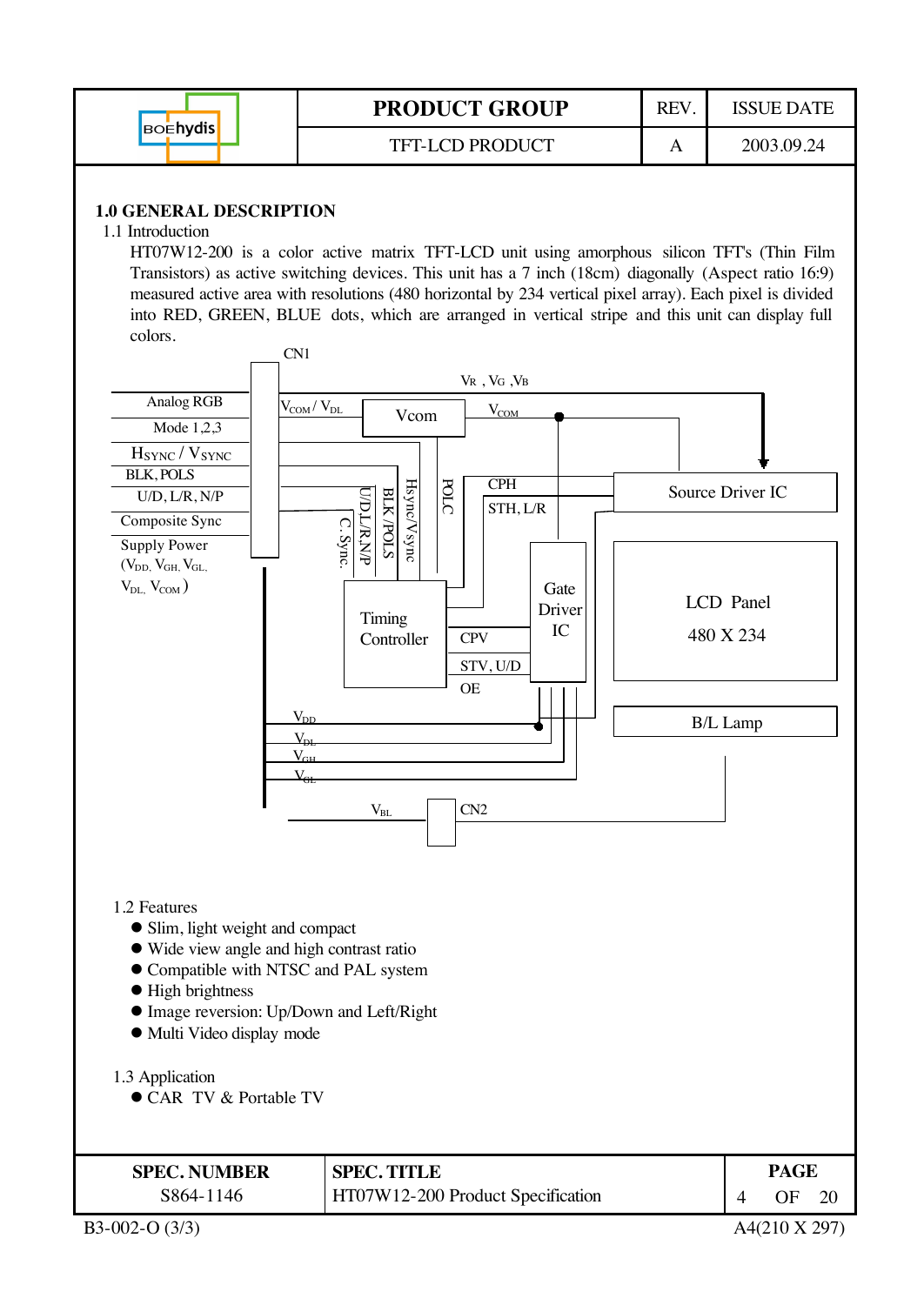## 1.0 GENERAL DESCRIPTION

### 1.1 Introduction

HT07W12-200 is a color active matrix TFT-LCD unit using amorphous silicon TFT's (Thin Film Transistors) as active switching devices. This unit has a 7 inch (18cm) diagonally (Aspect ratio 16:9) measured active area with resolutions (480 horizontal by 234 vertical pixel array). Each pixel is divided into RED, GREEN, BLUE dots, which are arranged in vertical stripe and this unit can display full colors.

### 1.2 Features

- Slim, light weight and compact
- Wide view angle and high contrast ratio
- Compatible with NTSC and PAL system
- High brightness
- Image reversion: Up/Down and Left/Right
- Multi Video display mode

### 1.3 Application

- CAR TV & Portable TV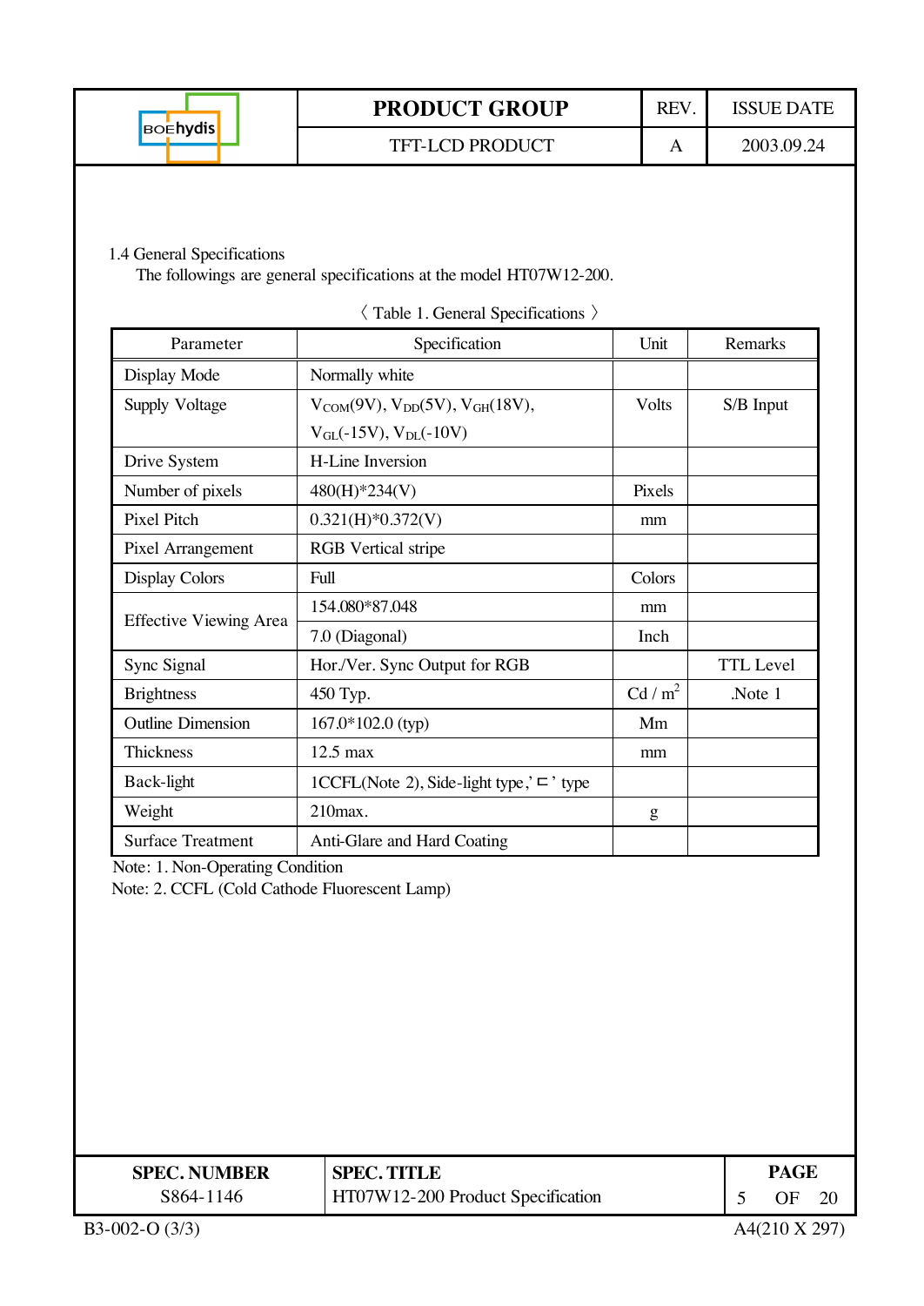## 1.4 General Specifications

The followings are general specifications at the model HT07W12-200.

〈 Table 1. General Specifications 〉

| Parameter | Specification | Unit | Remarks |
|---|---|---|---|
| Display Mode | Normally white | | |
| Supply Voltage | $V_{COM}$(9V), $V_{DD}$(5V), $V_{GH}$(18V), $V_{GL}$(-15V), $V_{DL}$(-10V) | Volts | S/B Input |
| Drive System | H-Line Inversion | | |
| Number of pixels | 480(H)*234(V) | Pixels | |
| Pixel Pitch | 0.321(H)*0.372(V) | mm | |
| Pixel Arrangement | RGB Vertical stripe | | |
| Display Colors | Full | Colors | |
| Effective Viewing Area | 154.080*87.048 | mm | |
| | 7.0 (Diagonal) | Inch | |
| Sync Signal | Hor./Ver. Sync Output for RGB | | TTL Level |
| Brightness | 450 Typ. | Cd / $m^2$ | .Note 1 |
| Outline Dimension | 167.0*102.0 (typ) | Mm | |
| Thickness | 12.5 max | mm | |
| Back-light | 1CCFL(Note 2), Side-light type,' ⊏ ' type | | |
| Weight | 210max. | g | |
| Surface Treatment | Anti-Glare and Hard Coating | | |

Note: 1. Non-Operating Condition

Note: 2. CCFL (Cold Cathode Fluorescent Lamp)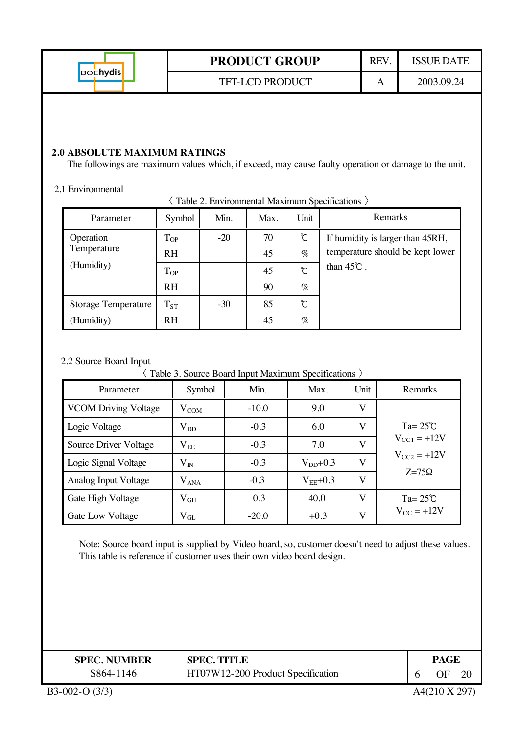## 2.0 ABSOLUTE MAXIMUM RATINGS

The followings are maximum values which, if exceed, may cause faulty operation or damage to the unit.

### 2.1 Environmental

〈 Table 2. Environmental Maximum Specifications 〉

| Parameter | Symbol | Min. | Max. | Unit | Remarks |
|---|---|---|---|---|---|
| Operation Temperature (Humidity) | $T_{OP}$ | -20 | 70 | ℃ | If humidity is larger than 45RH, temperature should be kept lower than 45℃ . |
| | RH | | 45 | % | |
| | $T_{OP}$ | | 45 | ℃ | |
| | RH | | 90 | % | |
| Storage Temperature (Humidity) | $T_{ST}$ | -30 | 85 | ℃ | |
| | RH | | 45 | % | |

### 2.2 Source Board Input

〈 Table 3. Source Board Input Maximum Specifications 〉

| Parameter | Symbol | Min. | Max. | Unit | Remarks |
|---|---|---|---|---|---|
| VCOM Driving Voltage | $V_{COM}$ | -10.0 | 9.0 | V | Ta= 25℃ $V_{CC1}$ = +12V $V_{CC2}$ = +12V Z=75Ω |
| Logic Voltage | $V_{DD}$ | -0.3 | 6.0 | V | |
| Source Driver Voltage | $V_{EE}$ | -0.3 | 7.0 | V | |
| Logic Signal Voltage | $V_{IN}$ | -0.3 | $V_{DD}$+0.3 | V | |
| Analog Input Voltage | $V_{ANA}$ | -0.3 | $V_{EE}$+0.3 | V | |
| Gate High Voltage | $V_{GH}$ | 0.3 | 40.0 | V | Ta= 25℃ $V_{CC}$ = +12V |
| Gate Low Voltage | $V_{GL}$ | -20.0 | +0.3 | V | |

Note: Source board input is supplied by Video board, so, customer doesn't need to adjust these values. This table is reference if customer uses their own video board design.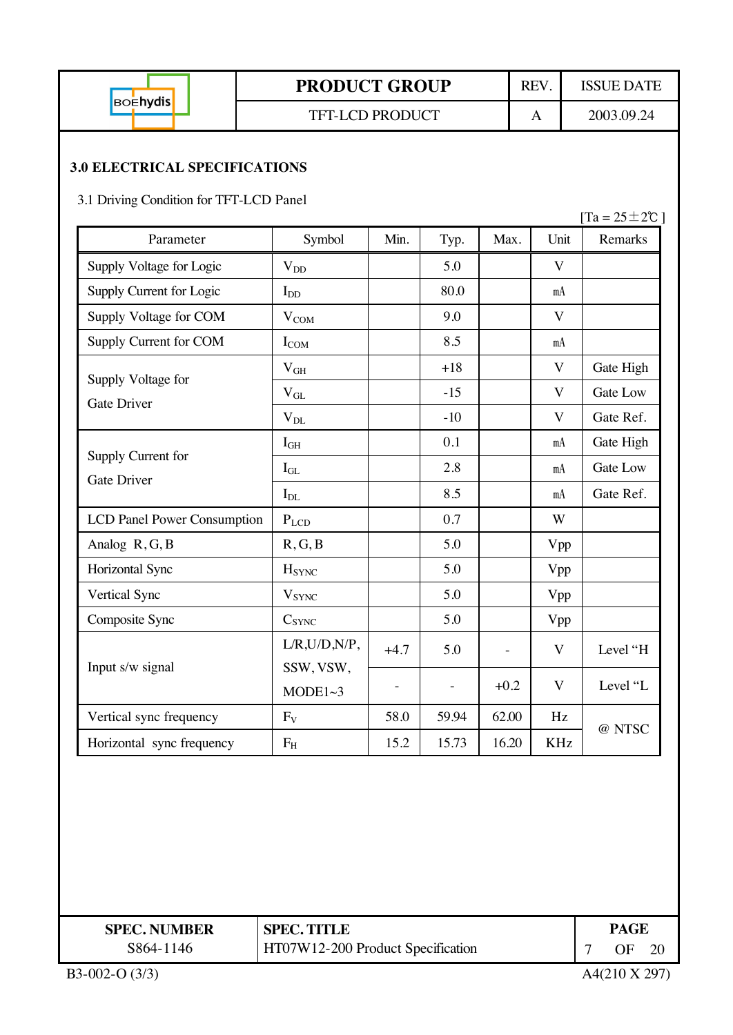## 3.0 ELECTRICAL SPECIFICATIONS

### 3.1 Driving Condition for TFT-LCD Panel

[Ta = 25±2℃ ]

| Parameter | Symbol | Min. | Typ. | Max. | Unit | Remarks |
|---|---|---|---|---|---|---|
| Supply Voltage for Logic | $V_{DD}$ | | 5.0 | | V | |
| Supply Current for Logic | $I_{DD}$ | | 80.0 | | mA | |
| Supply Voltage for COM | $V_{COM}$ | | 9.0 | | V | |
| Supply Current for COM | $I_{COM}$ | | 8.5 | | mA | |
| Supply Voltage for Gate Driver | $V_{GH}$ | | +18 | | V | Gate High |
| | $V_{GL}$ | | -15 | | V | Gate Low |
| | $V_{DL}$ | | -10 | | V | Gate Ref. |
| Supply Current for Gate Driver | $I_{GH}$ | | 0.1 | | mA | Gate High |
| | $I_{GL}$ | | 2.8 | | mA | Gate Low |
| | $I_{DL}$ | | 8.5 | | mA | Gate Ref. |
| LCD Panel Power Consumption | $P_{LCD}$ | | 0.7 | | W | |
| Analog R, G, B | R, G, B | | 5.0 | | Vpp | |
| Horizontal Sync | $H_{SYNC}$ | | 5.0 | | Vpp | |
| Vertical Sync | $V_{SYNC}$ | | 5.0 | | Vpp | |
| Composite Sync | $C_{SYNC}$ | | 5.0 | | Vpp | |
| Input s/w signal | L/R,U/D,N/P, SSW, VSW, MODE1~3 | +4.7 | 5.0 | - | V | Level "H |
| | | - | - | +0.2 | V | Level "L |
| Vertical sync frequency | $F_V$ | 58.0 | 59.94 | 62.00 | Hz | @ NTSC |
| Horizontal sync frequency | $F_H$ | 15.2 | 15.73 | 16.20 | KHz | |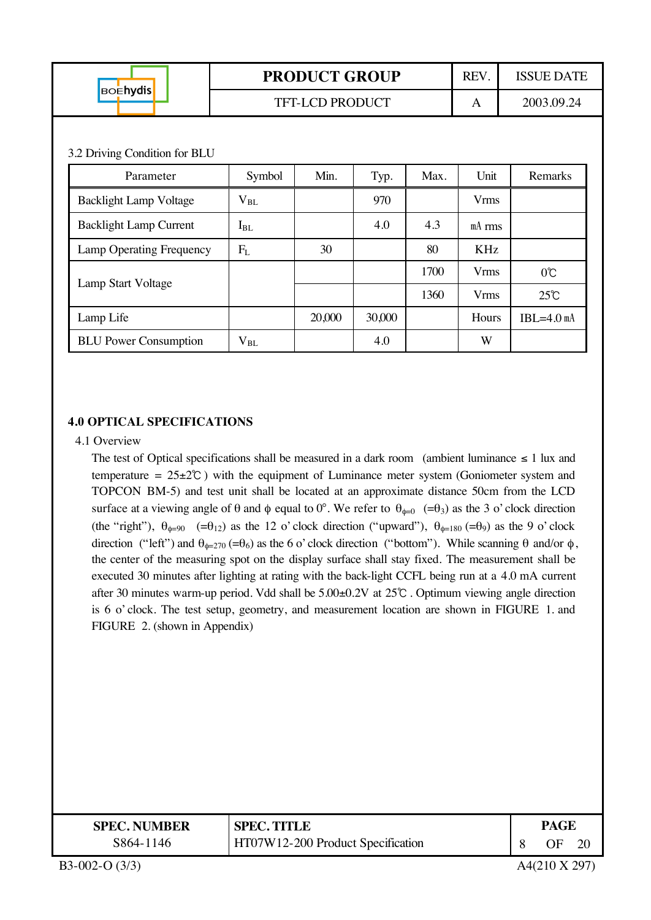3.2 Driving Condition for BLU

| Parameter | Symbol | Min. | Typ. | Max. | Unit | Remarks |
|---|---|---|---|---|---|---|
| Backlight Lamp Voltage | $V_{BL}$ | | 970 | | Vrms | |
| Backlight Lamp Current | $I_{BL}$ | | 4.0 | 4.3 | ㎃ rms | |
| Lamp Operating Frequency | $F_L$ | 30 | | 80 | KHz | |
| Lamp Start Voltage | | | | 1700 | Vrms | 0℃ |
| | | | | 1360 | Vrms | 25℃ |
| Lamp Life | | 20,000 | 30,000 | | Hours | IBL=4.0 ㎃ |
| BLU Power Consumption | $V_{BL}$ | | 4.0 | | W | |

## 4.0 OPTICAL SPECIFICATIONS

### 4.1 Overview

The test of Optical specifications shall be measured in a dark room (ambient luminance ≤ 1 lux and temperature = 25±2℃) with the equipment of Luminance meter system (Goniometer system and TOPCON BM-5) and test unit shall be located at an approximate distance 50cm from the LCD surface at a viewing angle of θ and φ equal to 0°. We refer to $\theta_{\phi=0}$ ($=\theta_3$) as the 3 o' clock direction (the "right"), $\theta_{\phi=90}$ ($=\theta_{12}$) as the 12 o' clock direction ("upward"), $\theta_{\phi=180}$ ($=\theta_9$) as the 9 o' clock direction ("left") and $\theta_{\phi=270}$ ($=\theta_6$) as the 6 o' clock direction ("bottom"). While scanning θ and/or φ, the center of the measuring spot on the display surface shall stay fixed. The measurement shall be executed 30 minutes after lighting at rating with the back-light CCFL being run at a 4.0 mA current after 30 minutes warm-up period. Vdd shall be 5.00±0.2V at 25℃. Optimum viewing angle direction is 6 o' clock. The test setup, geometry, and measurement location are shown in FIGURE 1. and FIGURE 2. (shown in Appendix)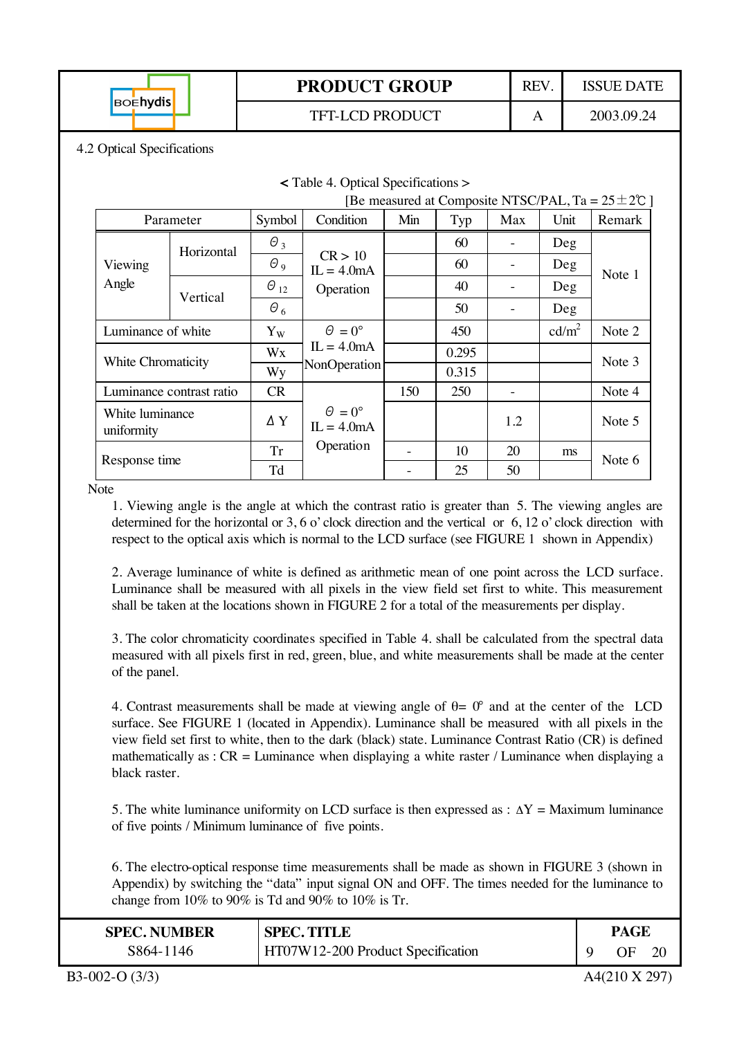4.2 Optical Specifications

< Table 4. Optical Specifications >

[Be measured at Composite NTSC/PAL, Ta = 25±2℃ ]

| Parameter | | Symbol | Condition | Min | Typ | Max | Unit | Remark |
|---|---|---|---|---|---|---|---|---|
| Viewing Angle | Horizontal | $\Theta_3$ | CR > 10<br>IL = 4.0mA<br>Operation | | 60 | - | Deg | Note 1 |
| | | $\Theta_9$ | | | 60 | - | Deg | |
| | Vertical | $\Theta_{12}$ | | | 40 | - | Deg | |
| | | $\Theta_6$ | | | 50 | - | Deg | |
| Luminance of white | | $Y_W$ | $\Theta = 0°$<br>IL = 4.0mA<br>NonOperation | | 450 | | cd/m$^2$ | Note 2 |
| White Chromaticity | | Wx | | | 0.295 | | | Note 3 |
| | | Wy | | | 0.315 | | | |
| Luminance contrast ratio | | CR | $\Theta = 0°$<br>IL = 4.0mA<br>Operation | 150 | 250 | - | | Note 4 |
| White luminance uniformity | | ΔY | | | | 1.2 | | Note 5 |
| Response time | | Tr | | - | 10 | 20 | ms | Note 6 |
| | | Td | | - | 25 | 50 | | |

Note

1. Viewing angle is the angle at which the contrast ratio is greater than 5. The viewing angles are determined for the horizontal or 3, 6 o' clock direction and the vertical or 6, 12 o' clock direction with respect to the optical axis which is normal to the LCD surface (see FIGURE 1 shown in Appendix)

2. Average luminance of white is defined as arithmetic mean of one point across the LCD surface. Luminance shall be measured with all pixels in the view field set first to white. This measurement shall be taken at the locations shown in FIGURE 2 for a total of the measurements per display.

3. The color chromaticity coordinates specified in Table 4. shall be calculated from the spectral data measured with all pixels first in red, green, blue, and white measurements shall be made at the center of the panel.

4. Contrast measurements shall be made at viewing angle of $\theta = 0°$ and at the center of the LCD surface. See FIGURE 1 (located in Appendix). Luminance shall be measured with all pixels in the view field set first to white, then to the dark (black) state. Luminance Contrast Ratio (CR) is defined mathematically as : CR = Luminance when displaying a white raster / Luminance when displaying a black raster.

5. The white luminance uniformity on LCD surface is then expressed as : ΔY = Maximum luminance of five points / Minimum luminance of five points.

6. The electro-optical response time measurements shall be made as shown in FIGURE 3 (shown in Appendix) by switching the "data" input signal ON and OFF. The times needed for the luminance to change from 10% to 90% is Td and 90% to 10% is Tr.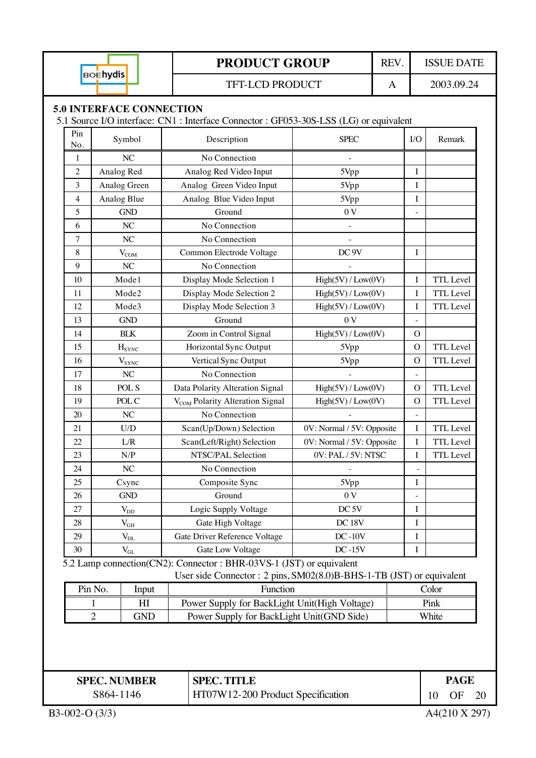## 5.0 INTERFACE CONNECTION

5.1 Source I/O interface: CN1 : Interface Connector : GF053-30S-LSS (LG) or equivalent

| Pin No. | Symbol | Description | SPEC | I/O | Remark |
|---|---|---|---|---|---|
| 1 | NC | No Connection | - | | |
| 2 | Analog Red | Analog Red Video Input | 5Vpp | I | |
| 3 | Analog Green | Analog Green Video Input | 5Vpp | I | |
| 4 | Analog Blue | Analog Blue Video Input | 5Vpp | I | |
| 5 | GND | Ground | 0 V | - | |
| 6 | NC | No Connection | - | | |
| 7 | NC | No Connection | - | | |
| 8 | $V_{COM}$ | Common Electrode Voltage | DC 9V | I | |
| 9 | NC | No Connection | - | | |
| 10 | Mode1 | Display Mode Selection 1 | High(5V) / Low(0V) | I | TTL Level |
| 11 | Mode2 | Display Mode Selection 2 | High(5V) / Low(0V) | I | TTL Level |
| 12 | Mode3 | Display Mode Selection 3 | High(5V) / Low(0V) | I | TTL Level |
| 13 | GND | Ground | 0 V | - | |
| 14 | BLK | Zoom in Control Signal | High(5V) / Low(0V) | O | |
| 15 | $H_{SYNC}$ | Horizontal Sync Output | 5Vpp | O | TTL Level |
| 16 | $V_{SYNC}$ | Vertical Sync Output | 5Vpp | O | TTL Level |
| 17 | NC | No Connection | - | - | |
| 18 | POL S | Data Polarity Alteration Signal | High(5V) / Low(0V) | O | TTL Level |
| 19 | POL C | $V_{COM}$ Polarity Alteration Signal | High(5V) / Low(0V) | O | TTL Level |
| 20 | NC | No Connection | - | - | |
| 21 | U/D | Scan(Up/Down) Selection | 0V: Normal / 5V: Opposite | I | TTL Level |
| 22 | L/R | Scan(Left/Right) Selection | 0V: Normal / 5V: Opposite | I | TTL Level |
| 23 | N/P | NTSC/PAL Selection | 0V: PAL / 5V: NTSC | I | TTL Level |
| 24 | NC | No Connection | - | - | |
| 25 | Csync | Composite Sync | 5Vpp | I | |
| 26 | GND | Ground | 0 V | - | |
| 27 | $V_{DD}$ | Logic Supply Voltage | DC 5V | I | |
| 28 | $V_{GH}$ | Gate High Voltage | DC 18V | I | |
| 29 | $V_{DL}$ | Gate Driver Reference Voltage | DC -10V | I | |
| 30 | $V_{GL}$ | Gate Low Voltage | DC -15V | I | |

5.2 Lamp connection(CN2): Connector : BHR-03VS-1 (JST) or equivalent

User side Connector : 2 pins, SM02(8.0)B-BHS-1-TB (JST) or equivalent

| Pin No. | Input | Function | Color |
|---|---|---|---|
| 1 | HI | Power Supply for BackLight Unit(High Voltage) | Pink |
| 2 | GND | Power Supply for BackLight Unit(GND Side) | White |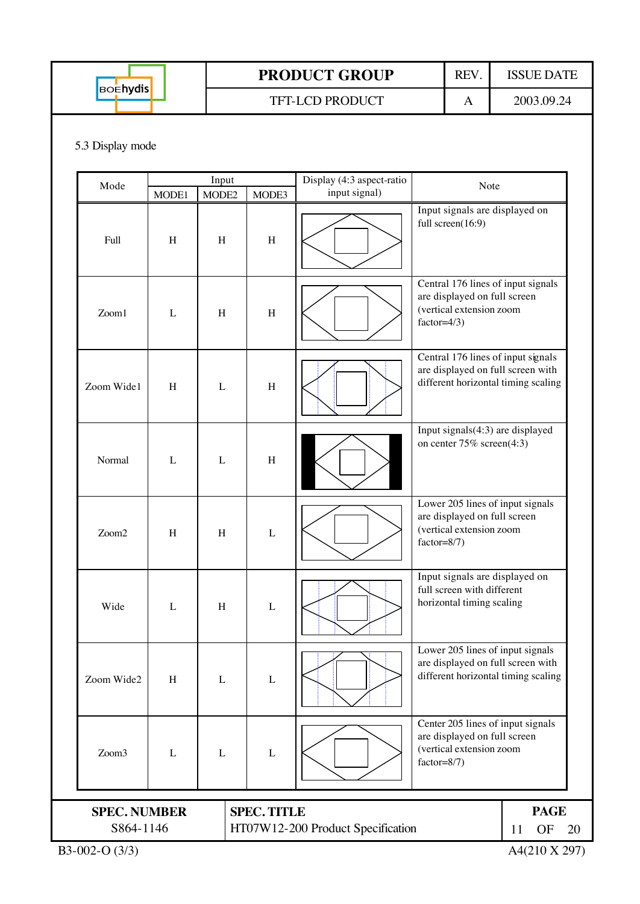### 5.3 Display mode

| Mode | Input | | | Display (4:3 aspect-ratio input signal) | Note |
|---|---|---|---|---|---|
| | MODE1 | MODE2 | MODE3 | | |
| Full | H | H | H | | Input signals are displayed on full screen(16:9) |
| Zoom1 | L | H | H | | Central 176 lines of input signals are displayed on full screen (vertical extension zoom factor=4/3) |
| Zoom Wide1 | H | L | H | | Central 176 lines of input signals are displayed on full screen with different horizontal timing scaling |
| Normal | L | L | H | | Input signals(4:3) are displayed on center 75% screen(4:3) |
| Zoom2 | H | H | L | | Lower 205 lines of input signals are displayed on full screen (vertical extension zoom factor=8/7) |
| Wide | L | H | L | | Input signals are displayed on full screen with different horizontal timing scaling |
| Zoom Wide2 | H | L | L | | Lower 205 lines of input signals are displayed on full screen with different horizontal timing scaling |
| Zoom3 | L | L | L | | Center 205 lines of input signals are displayed on full screen (vertical extension zoom factor=8/7) |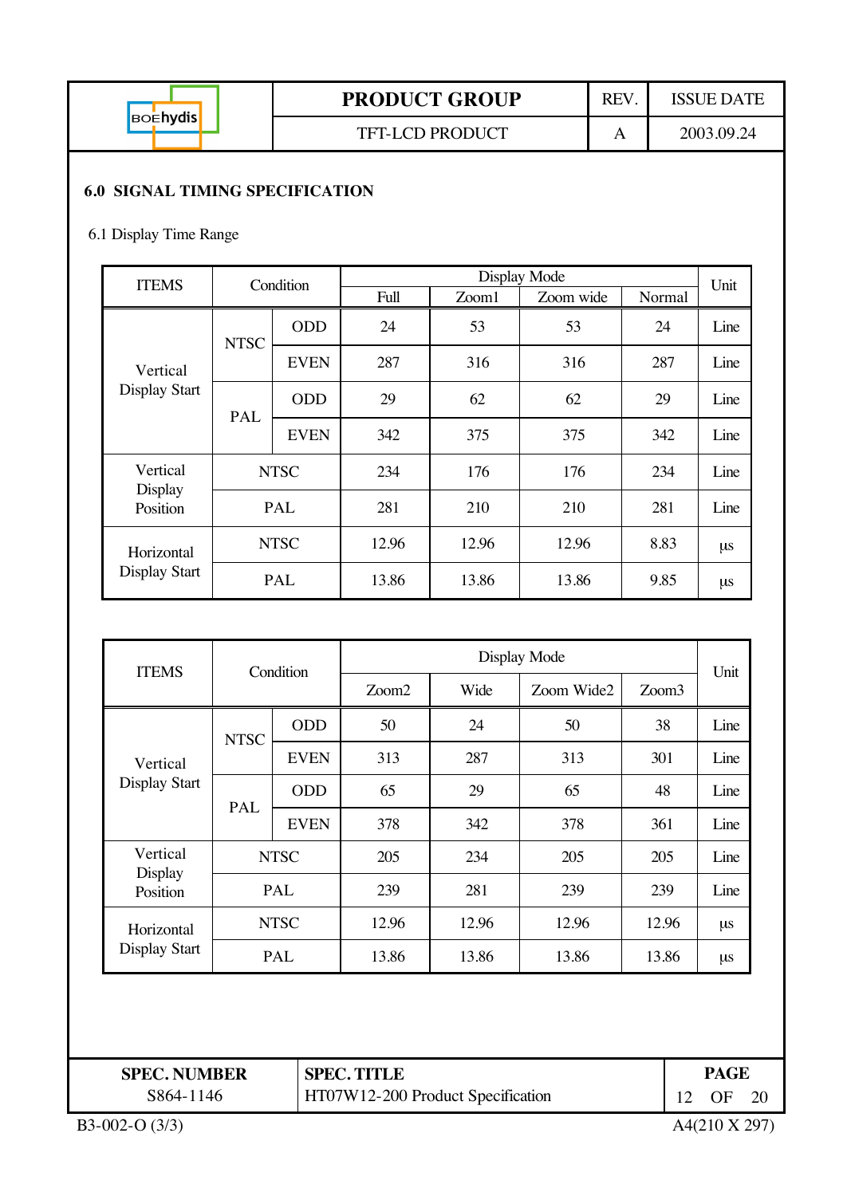## 6.0 SIGNAL TIMING SPECIFICATION

6.1 Display Time Range

| ITEMS | Condition | | Display Mode | | | | Unit |
|---|---|---|---|---|---|---|---|
| | | | Full | Zoom1 | Zoom wide | Normal | |
| Vertical Display Start | NTSC | ODD | 24 | 53 | 53 | 24 | Line |
| | | EVEN | 287 | 316 | 316 | 287 | Line |
| | PAL | ODD | 29 | 62 | 62 | 29 | Line |
| | | EVEN | 342 | 375 | 375 | 342 | Line |
| Vertical Display Position | NTSC | | 234 | 176 | 176 | 234 | Line |
| | PAL | | 281 | 210 | 210 | 281 | Line |
| Horizontal Display Start | NTSC | | 12.96 | 12.96 | 12.96 | 8.83 | µs |
| | PAL | | 13.86 | 13.86 | 13.86 | 9.85 | µs |

| ITEMS | Condition | | Display Mode | | | | Unit |
|---|---|---|---|---|---|---|---|
| | | | Zoom2 | Wide | Zoom Wide2 | Zoom3 | |
| Vertical Display Start | NTSC | ODD | 50 | 24 | 50 | 38 | Line |
| | | EVEN | 313 | 287 | 313 | 301 | Line |
| | PAL | ODD | 65 | 29 | 65 | 48 | Line |
| | | EVEN | 378 | 342 | 378 | 361 | Line |
| Vertical Display Position | NTSC | | 205 | 234 | 205 | 205 | Line |
| | PAL | | 239 | 281 | 239 | 239 | Line |
| Horizontal Display Start | NTSC | | 12.96 | 12.96 | 12.96 | 12.96 | µs |
| | PAL | | 13.86 | 13.86 | 13.86 | 13.86 | µs |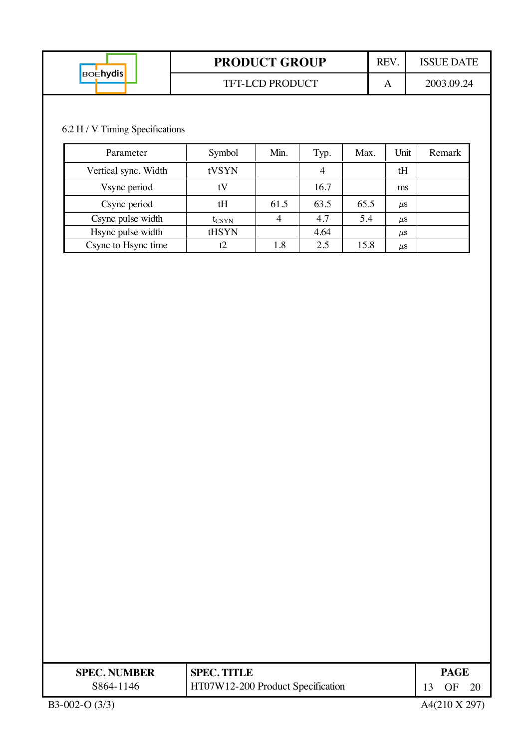### 6.2 H / V Timing Specifications

| Parameter | Symbol | Min. | Typ. | Max. | Unit | Remark |
|---|---|---|---|---|---|---|
| Vertical sync. Width | tVSYN | | 4 | | tH | |
| Vsync period | tV | | 16.7 | | ms | |
| Csync period | tH | 61.5 | 63.5 | 65.5 | $\mu s$ | |
| Csync pulse width | $t_{CSYN}$ | 4 | 4.7 | 5.4 | $\mu s$ | |
| Hsync pulse width | tHSYN | | 4.64 | | $\mu s$ | |
| Csync to Hsync time | t2 | 1.8 | 2.5 | 15.8 | $\mu s$ | |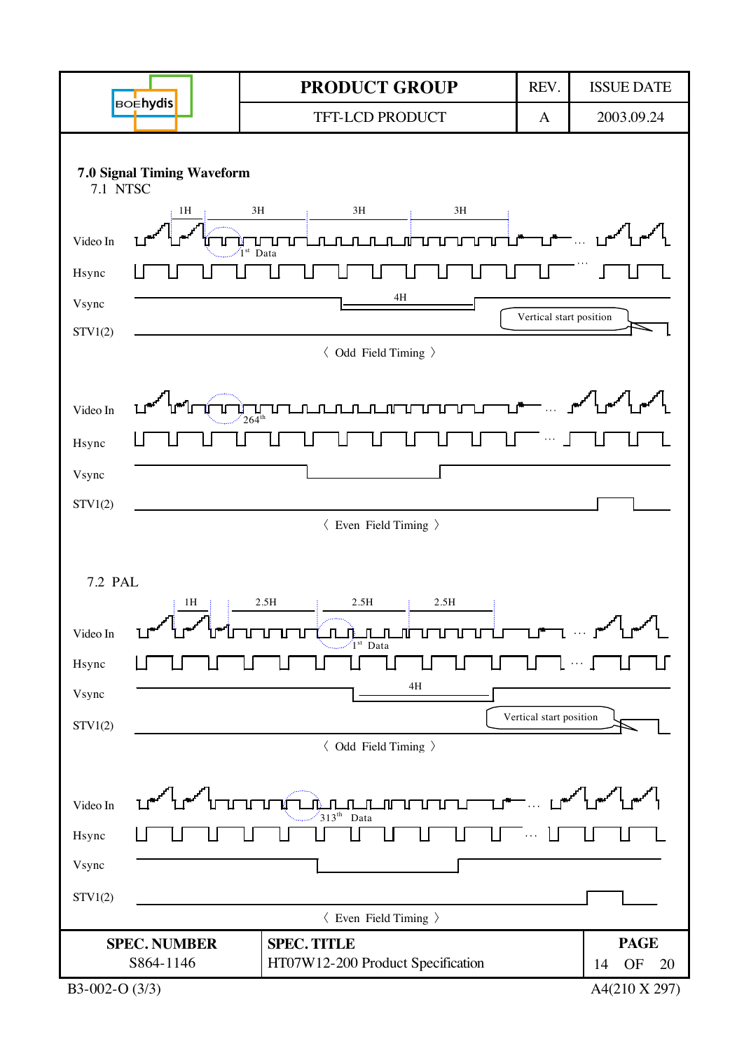## 7.0 Signal Timing Waveform

### 7.1 NTSC

1H 3H 3H 3H

Video In

1[st] Data

Hsync

Vsync

4H

STV1(2)

Vertical start position

〈 Odd Field Timing 〉

Video In

264[th]

Hsync

Vsync

STV1(2)

〈 Even Field Timing 〉

### 7.2 PAL

1H 2.5H 2.5H 2.5H

Video In

1[st] Data

Hsync

Vsync

4H

STV1(2)

Vertical start position

〈 Odd Field Timing 〉

Video In

313[th] Data

Hsync

Vsync

STV1(2)

〈 Even Field Timing 〉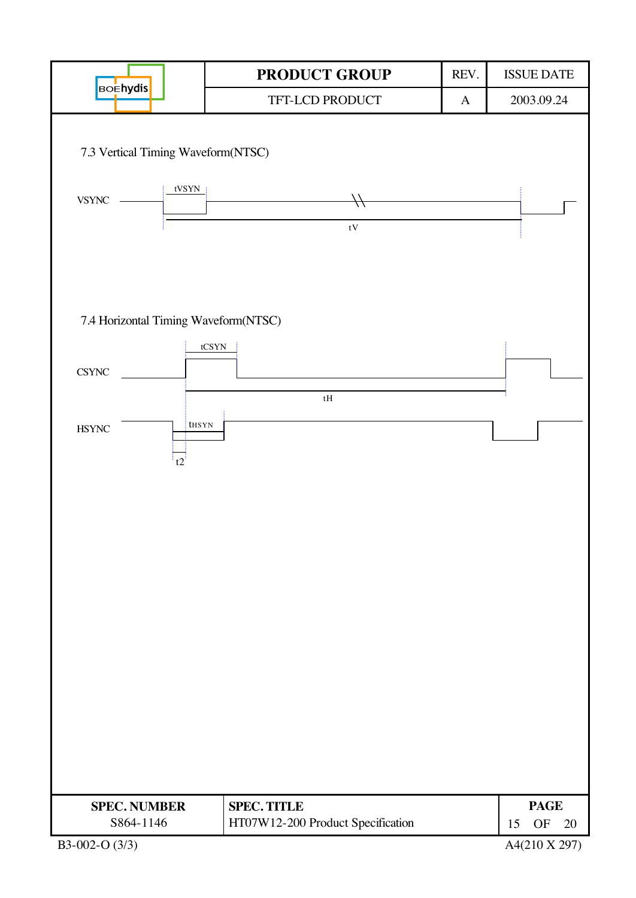### 7.3 Vertical Timing Waveform(NTSC)

VSYNC

tVSYN

tV

### 7.4 Horizontal Timing Waveform(NTSC)

tCSYN

CSYNC

tH

HSYNC

tHSYN

t2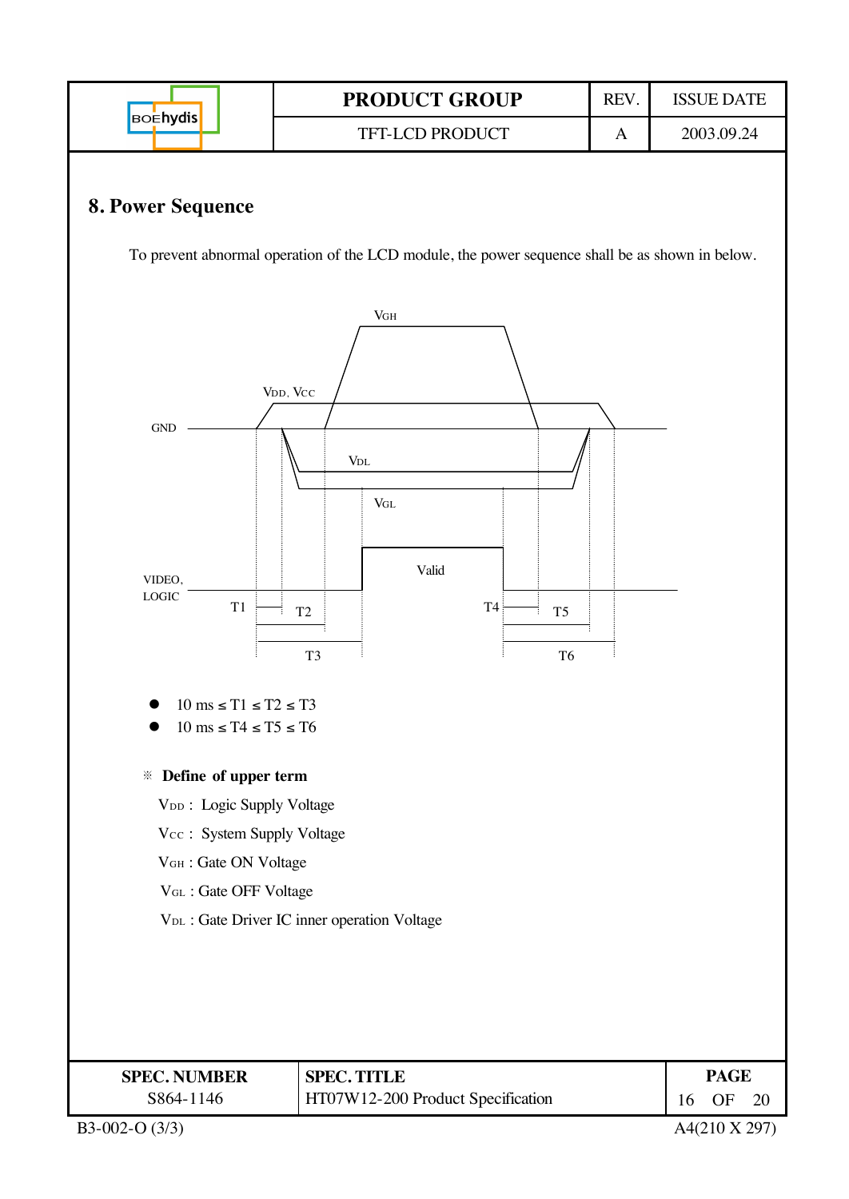## 8. Power Sequence

To prevent abnormal operation of the LCD module, the power sequence shall be as shown in below.

- 10 ms ≤ T1 ≤ T2 ≤ T3
- 10 ms ≤ T4 ≤ T5 ≤ T6

※ **Define of upper term**

$V_{DD}$ : Logic Supply Voltage

$V_{CC}$ : System Supply Voltage

$V_{GH}$ : Gate ON Voltage

$V_{GL}$ : Gate OFF Voltage

$V_{DL}$ : Gate Driver IC inner operation Voltage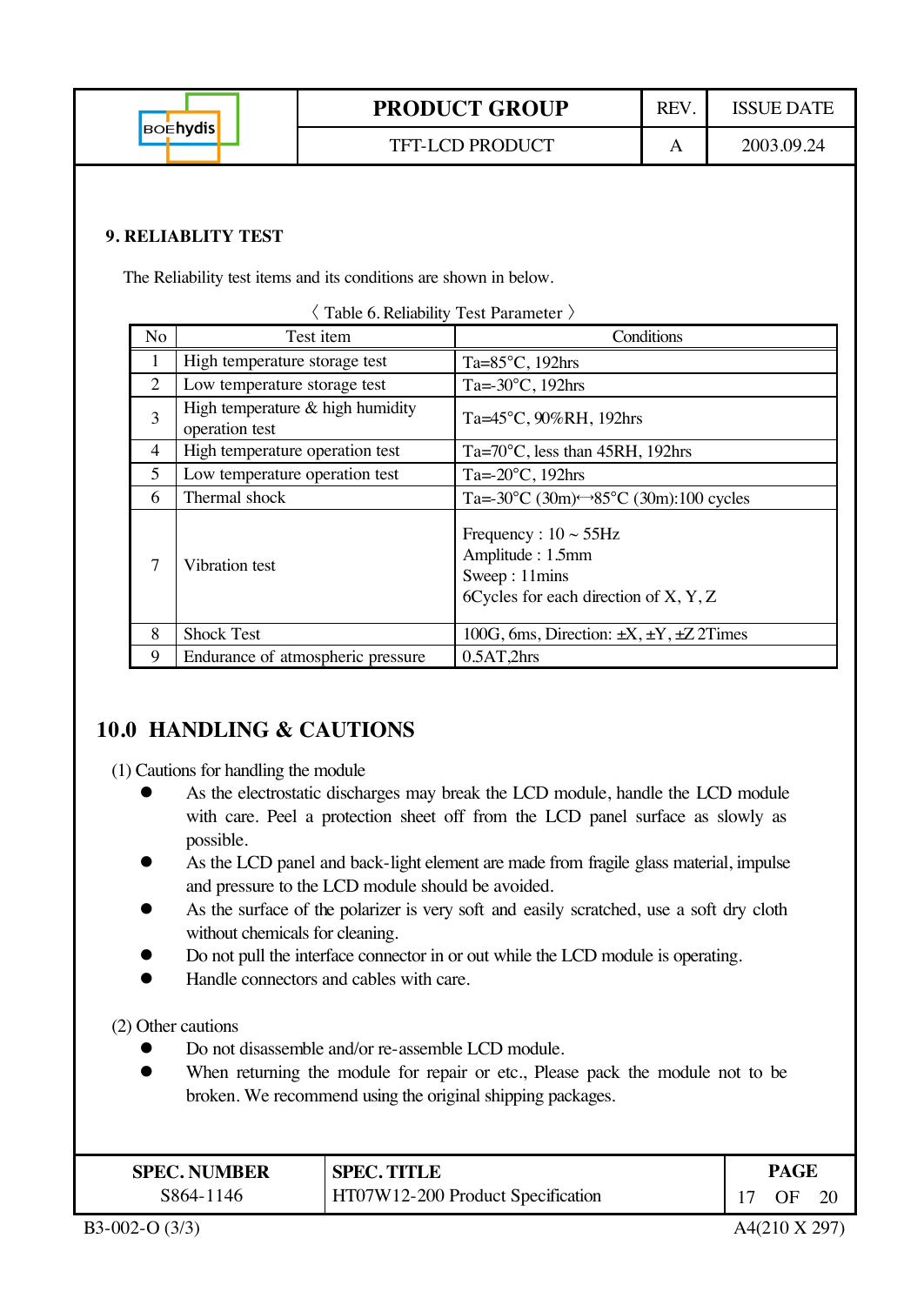## 9. RELIABLITY TEST

The Reliability test items and its conditions are shown in below.

〈 Table 6. Reliability Test Parameter 〉

| No | Test item | Conditions |
|---|---|---|
| 1 | High temperature storage test | Ta=85°C, 192hrs |
| 2 | Low temperature storage test | Ta=-30°C, 192hrs |
| 3 | High temperature & high humidity operation test | Ta=45°C, 90%RH, 192hrs |
| 4 | High temperature operation test | Ta=70°C, less than 45RH, 192hrs |
| 5 | Low temperature operation test | Ta=-20°C, 192hrs |
| 6 | Thermal shock | Ta=-30°C (30m)↔85°C (30m):100 cycles |
| 7 | Vibration test | Frequency : 10 ~ 55Hz<br>Amplitude : 1.5mm<br>Sweep : 11mins<br>6Cycles for each direction of X, Y, Z |
| 8 | Shock Test | 100G, 6ms, Direction: ±X, ±Y, ±Z 2Times |
| 9 | Endurance of atmospheric pressure | 0.5AT,2hrs |

## 10.0 HANDLING & CAUTIONS

(1) Cautions for handling the module

- As the electrostatic discharges may break the LCD module, handle the LCD module with care. Peel a protection sheet off from the LCD panel surface as slowly as possible.
- As the LCD panel and back-light element are made from fragile glass material, impulse and pressure to the LCD module should be avoided.
- As the surface of the polarizer is very soft and easily scratched, use a soft dry cloth without chemicals for cleaning.
- Do not pull the interface connector in or out while the LCD module is operating.
- Handle connectors and cables with care.

(2) Other cautions

- Do not disassemble and/or re-assemble LCD module.
- When returning the module for repair or etc., Please pack the module not to be broken. We recommend using the original shipping packages.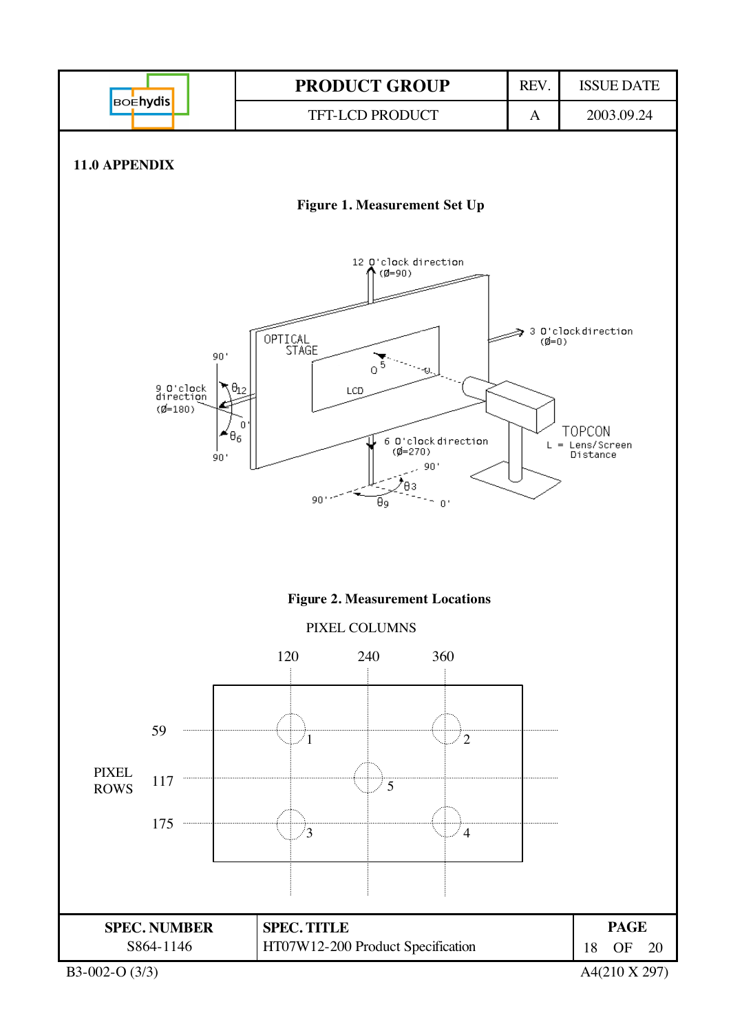## 11.0 APPENDIX

**Figure 1. Measurement Set Up**

12 O'clock direction (Ø=90)

3 O'clock direction (Ø=0)

9 O'clock direction (Ø=180)

6 O'clock direction (Ø=270)

OPTICAL STAGE

LCD

TOPCON

L = Lens/Screen Distance

**Figure 2. Measurement Locations**

PIXEL COLUMNS: 120, 240, 360

PIXEL ROWS: 59, 117, 175

Measurement points: 1 (120, 59), 2 (360, 59), 5 (240, 117), 3 (120, 175), 4 (360, 175)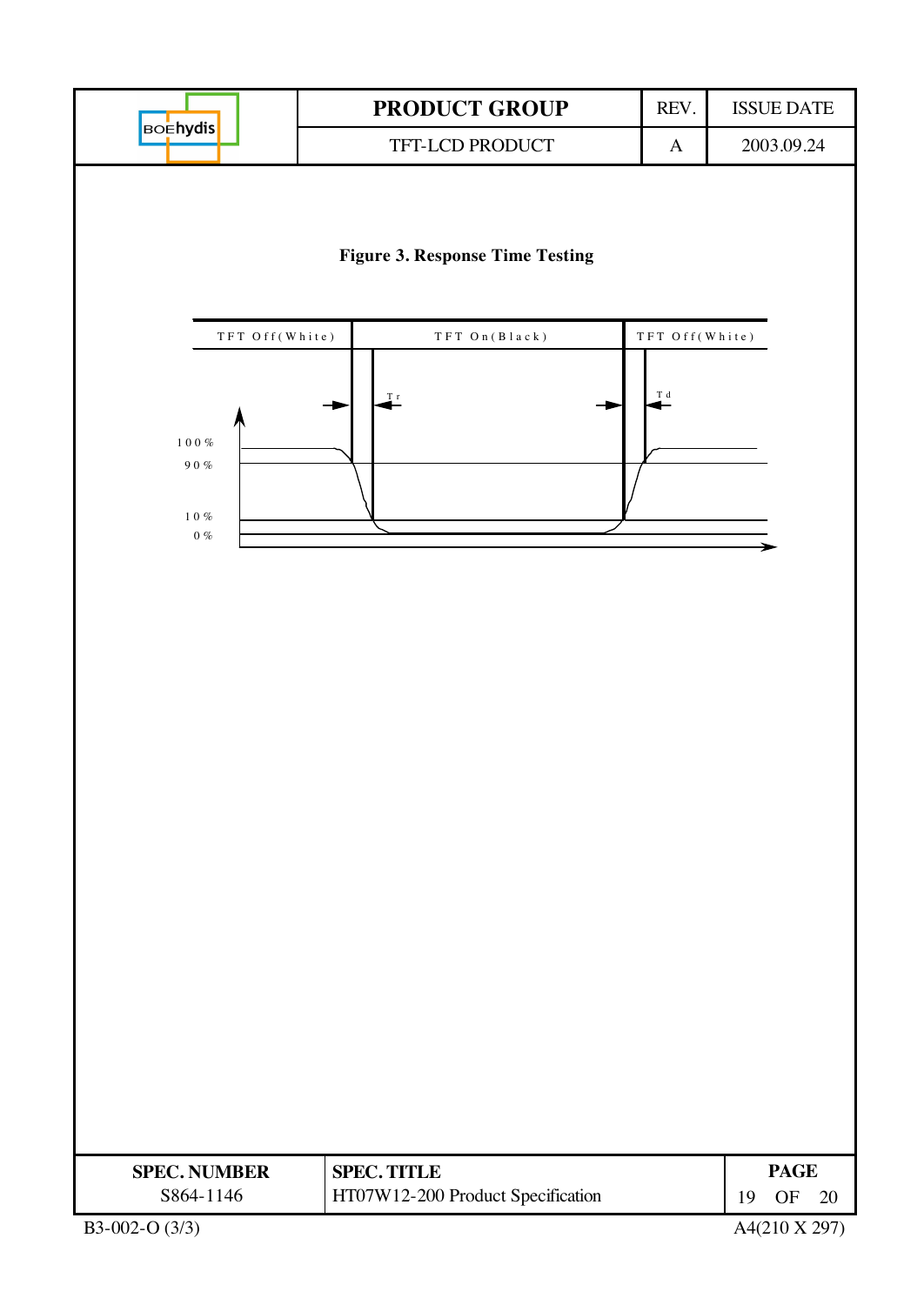**Figure 3. Response Time Testing**

| TFT Off(White) | TFT On(Black) | TFT Off(White) |
|---|---|---|

Tr

Td

100 %

90 %

10 %

0 %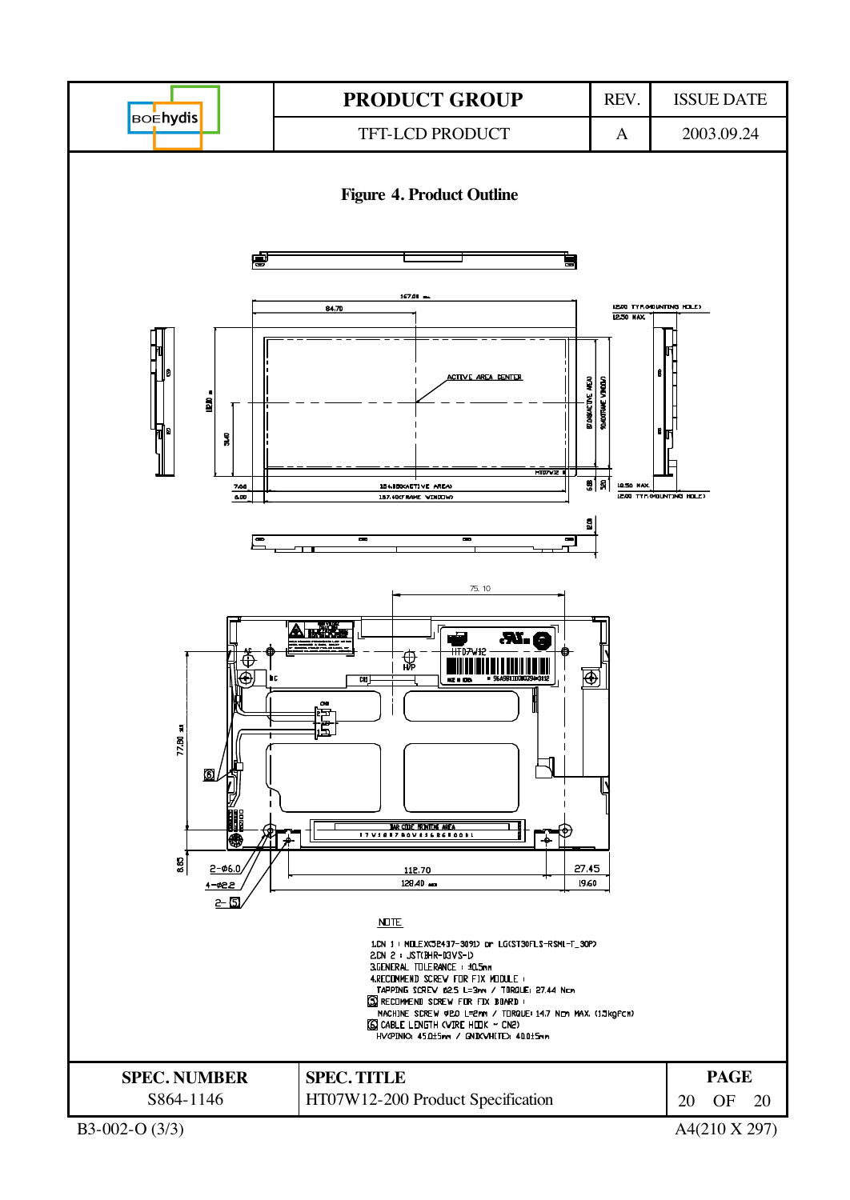# Figure 4. Product Outline

167.00 ±0.5
84.70
12.00 TYP.(MOUNTING HOLE)
12.50 MAX.
ACTIVE AREA CENTER
101.00 ±0.5
39.40
87.00(ACTIVE AREA)
90.40(FRAME WINDOW)
HT07W12
7.66
6.00
154.85(ACTIVE AREA)
157.40(FRAME WINDOW)
6.38
3.20
12.50 MAX.
12.00 TYP.(MOUNTING HOLE)
12.0
75.10
HT07W12
H/P
CN1
CN2
77.80 ±0.5
6
8.85
2-Φ6.0
4-Φ2.2
2-5
112.70
27.45
128.40 ±0.5
19.60

NOTE

1. CN 1 : MOLEX(52437-3091) or LG(ST30FLS-RSM1-T_30P)
2. CN 2 : JST(BHR-03VS-1)
3. GENERAL TOLERANCE : ±0.5mm
4. RECOMMEND SCREW FOR FIX MODULE :
   TAPPING SCREW Φ2.5 L=3mm / TORQUE: 27.44 Ncm
5. RECOMMEND SCREW FOR FIX BOARD :
   MACHINE SCREW Φ2.0 L=2mm / TORQUE: 14.7 Ncm MAX. (1.5kgfcm)
6. CABLE LENGTH (WIRE HOOK ~ CN2)
   HV(PINK): 45.0±5mm / GND(WHITE): 40.0±5mm